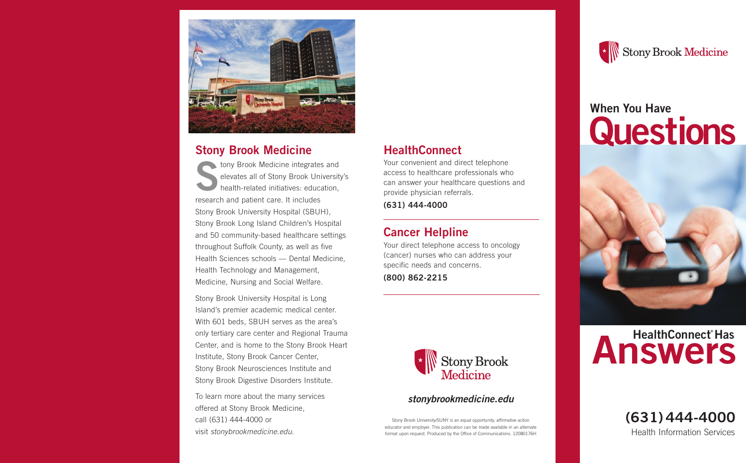## Stony Brook Medicine

Stony Brook Medicine integrates and elevates all of Stony Brook University's health-related initiatives: education, research and patient care. It includes Stony Brook University Hospital (SBUH), Stony Brook Long Island Children's Hospital and 50 community-based healthcare settings throughout Suffolk County, as well as five Health Sciences schools — Dental Medicine, Health Technology and Management, Medicine, Nursing and Social Welfare.

Stony Brook University Hospital is Long Island's premier academic medical center. With 601 beds, SBUH serves as the area's only tertiary care center and Regional Trauma Center, and is home to the Stony Brook Heart Institute, Stony Brook Cancer Center, Stony Brook Neurosciences Institute and Stony Brook Digestive Disorders Institute.

To learn more about the many services offered at Stony Brook Medicine, call (631) 444-4000 or visit *stonybrookmedicine.edu*.

## HealthConnect

Your convenient and direct telephone access to healthcare professionals who can answer your healthcare questions and provide physician referrals.

**(631) 444-4000**

## Cancer Helpline

Your direct telephone access to oncology (cancer) nurses who can address your specific needs and concerns.

**(800) 862-2215**

Stony Brook Medicine

***stonybrookmedicine.edu***

Stony Brook University/SUNY is an equal opportunity, affirmative action educator and employer. This publication can be made available in an alternate format upon request. Produced by the Office of Communications. 12080176H

Stony Brook Medicine

# When You Have Questions

# HealthConnect® Has Answers

**(631) 444-4000**

Health Information Services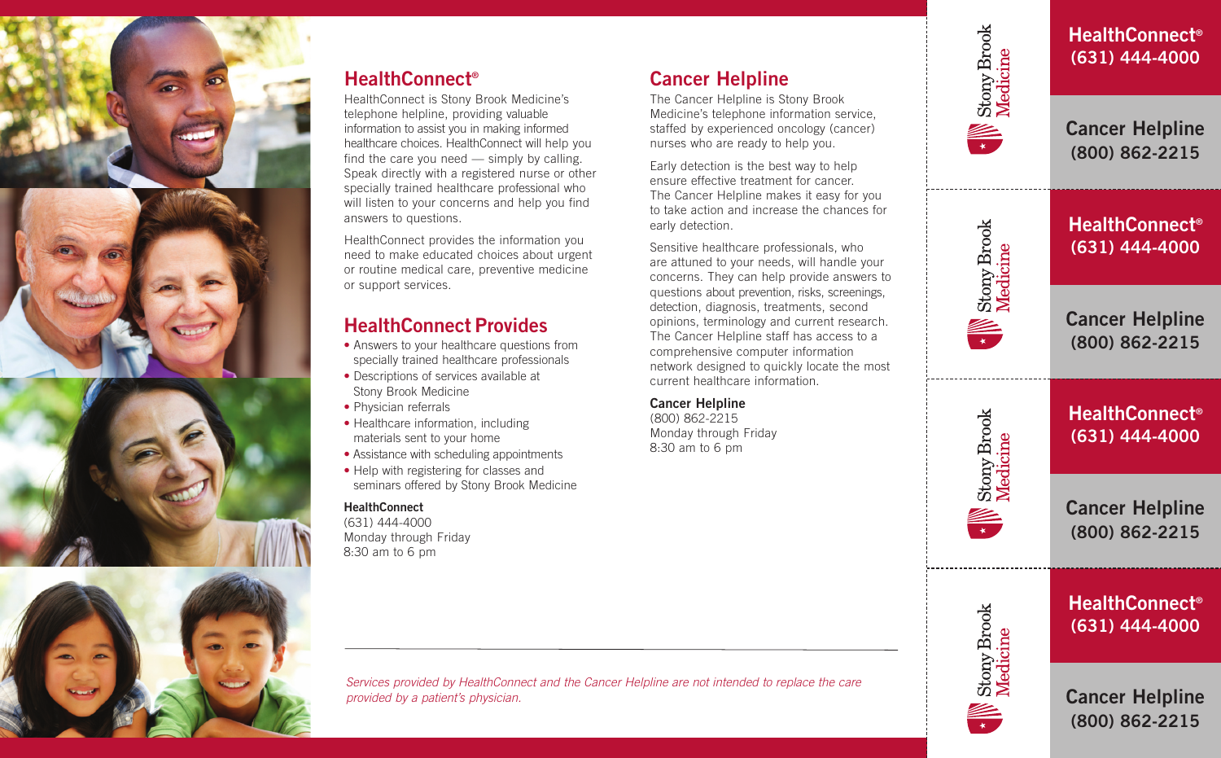## HealthConnect®

HealthConnect is Stony Brook Medicine's telephone helpline, providing valuable information to assist you in making informed healthcare choices. HealthConnect will help you find the care you need — simply by calling. Speak directly with a registered nurse or other specially trained healthcare professional who will listen to your concerns and help you find answers to questions.

HealthConnect provides the information you need to make educated choices about urgent or routine medical care, preventive medicine or support services.

## HealthConnect Provides

- Answers to your healthcare questions from specially trained healthcare professionals
- Descriptions of services available at Stony Brook Medicine
- Physician referrals
- Healthcare information, including materials sent to your home
- Assistance with scheduling appointments
- Help with registering for classes and seminars offered by Stony Brook Medicine

**HealthConnect**
(631) 444-4000
Monday through Friday
8:30 am to 6 pm

## Cancer Helpline

The Cancer Helpline is Stony Brook Medicine's telephone information service, staffed by experienced oncology (cancer) nurses who are ready to help you.

Early detection is the best way to help ensure effective treatment for cancer. The Cancer Helpline makes it easy for you to take action and increase the chances for early detection.

Sensitive healthcare professionals, who are attuned to your needs, will handle your concerns. They can help provide answers to questions about prevention, risks, screenings, detection, diagnosis, treatments, second opinions, terminology and current research. The Cancer Helpline staff has access to a comprehensive computer information network designed to quickly locate the most current healthcare information.

**Cancer Helpline**
(800) 862-2215
Monday through Friday
8:30 am to 6 pm

*Services provided by HealthConnect and the Cancer Helpline are not intended to replace the care provided by a patient's physician.*

Stony Brook Medicine

**HealthConnect® (631) 444-4000**

**Cancer Helpline (800) 862-2215**

Stony Brook Medicine

**HealthConnect® (631) 444-4000**

**Cancer Helpline (800) 862-2215**

Stony Brook Medicine

**HealthConnect® (631) 444-4000**

**Cancer Helpline (800) 862-2215**

Stony Brook Medicine

**HealthConnect® (631) 444-4000**

**Cancer Helpline (800) 862-2215**